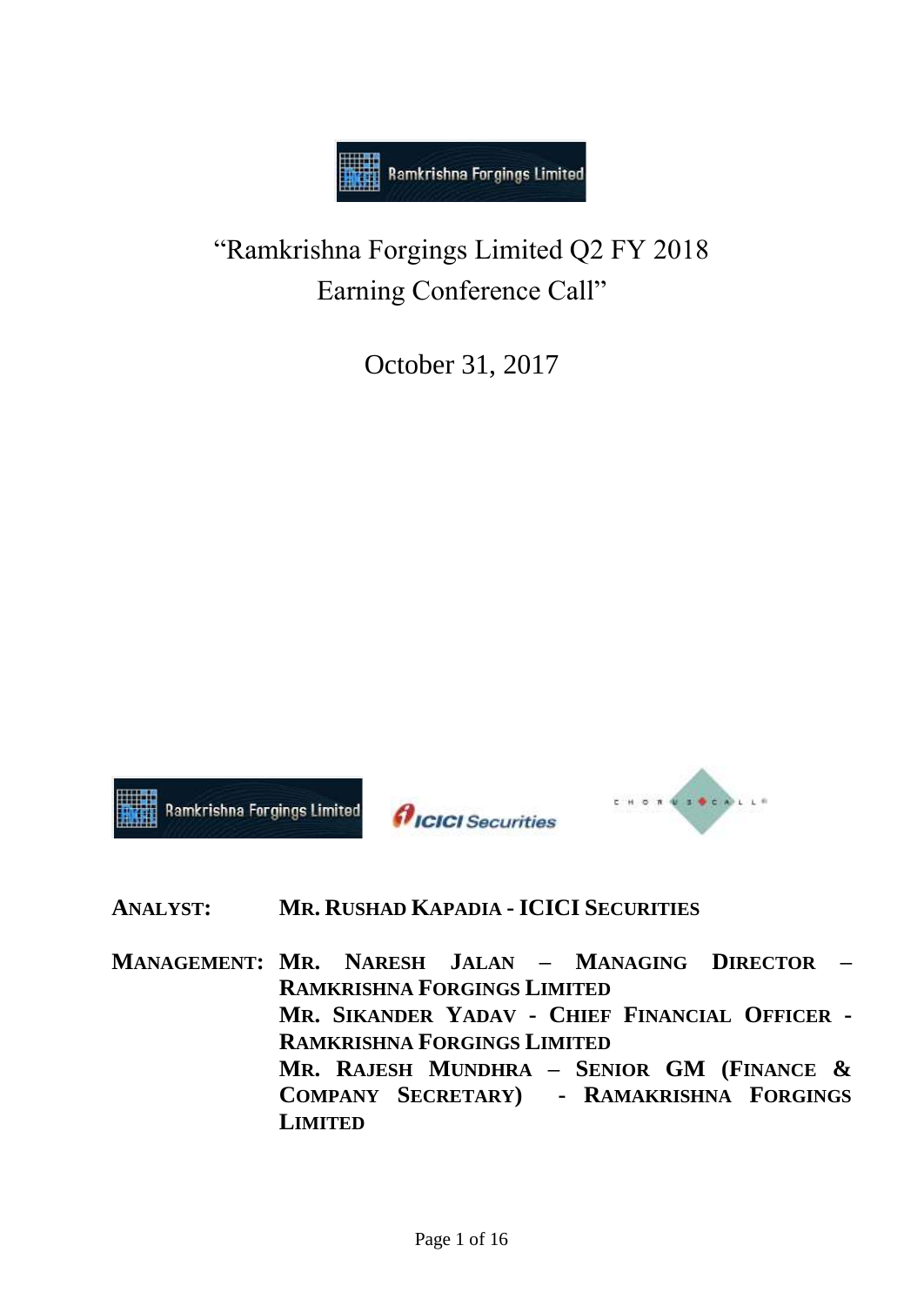# "Ramkrishna Forgings Limited Q2 FY 2018 Earning Conference Call"

October 31, 2017

**ANALYST:** **MR. RUSHAD KAPADIA - ICICI SECURITIES**

**MANAGEMENT:** **MR. NARESH JALAN – MANAGING DIRECTOR – RAMKRISHNA FORGINGS LIMITED**
**MR. SIKANDER YADAV - CHIEF FINANCIAL OFFICER - RAMKRISHNA FORGINGS LIMITED**
**MR. RAJESH MUNDHRA – SENIOR GM (FINANCE & COMPANY SECRETARY) - RAMAKRISHNA FORGINGS LIMITED**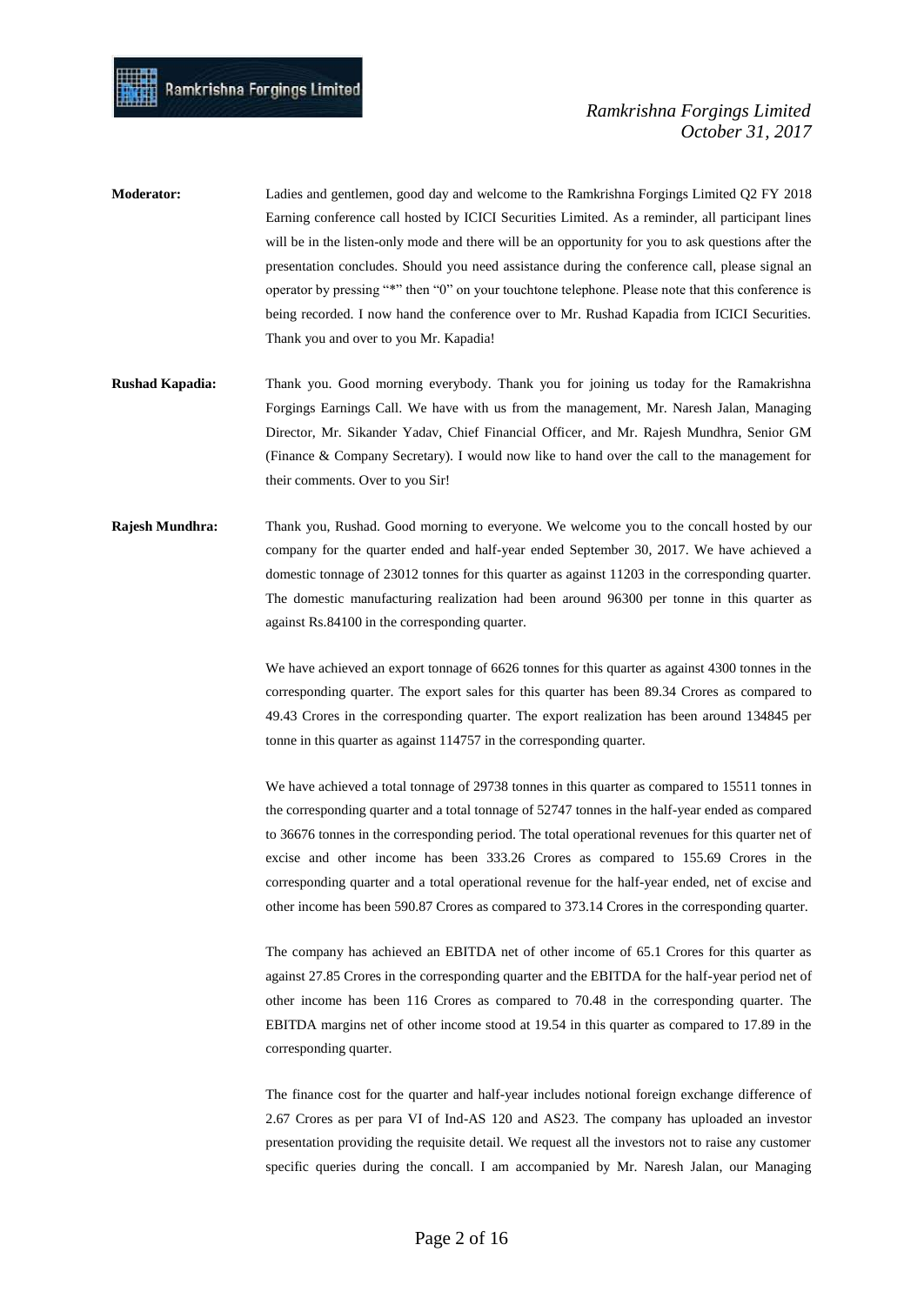**Moderator:** Ladies and gentlemen, good day and welcome to the Ramkrishna Forgings Limited Q2 FY 2018 Earning conference call hosted by ICICI Securities Limited. As a reminder, all participant lines will be in the listen-only mode and there will be an opportunity for you to ask questions after the presentation concludes. Should you need assistance during the conference call, please signal an operator by pressing "*" then "0" on your touchtone telephone. Please note that this conference is being recorded. I now hand the conference over to Mr. Rushad Kapadia from ICICI Securities. Thank you and over to you Mr. Kapadia!

**Rushad Kapadia:** Thank you. Good morning everybody. Thank you for joining us today for the Ramakrishna Forgings Earnings Call. We have with us from the management, Mr. Naresh Jalan, Managing Director, Mr. Sikander Yadav, Chief Financial Officer, and Mr. Rajesh Mundhra, Senior GM (Finance & Company Secretary). I would now like to hand over the call to the management for their comments. Over to you Sir!

**Rajesh Mundhra:** Thank you, Rushad. Good morning to everyone. We welcome you to the concall hosted by our company for the quarter ended and half-year ended September 30, 2017. We have achieved a domestic tonnage of 23012 tonnes for this quarter as against 11203 in the corresponding quarter. The domestic manufacturing realization had been around 96300 per tonne in this quarter as against Rs.84100 in the corresponding quarter.

We have achieved an export tonnage of 6626 tonnes for this quarter as against 4300 tonnes in the corresponding quarter. The export sales for this quarter has been 89.34 Crores as compared to 49.43 Crores in the corresponding quarter. The export realization has been around 134845 per tonne in this quarter as against 114757 in the corresponding quarter.

We have achieved a total tonnage of 29738 tonnes in this quarter as compared to 15511 tonnes in the corresponding quarter and a total tonnage of 52747 tonnes in the half-year ended as compared to 36676 tonnes in the corresponding period. The total operational revenues for this quarter net of excise and other income has been 333.26 Crores as compared to 155.69 Crores in the corresponding quarter and a total operational revenue for the half-year ended, net of excise and other income has been 590.87 Crores as compared to 373.14 Crores in the corresponding quarter.

The company has achieved an EBITDA net of other income of 65.1 Crores for this quarter as against 27.85 Crores in the corresponding quarter and the EBITDA for the half-year period net of other income has been 116 Crores as compared to 70.48 in the corresponding quarter. The EBITDA margins net of other income stood at 19.54 in this quarter as compared to 17.89 in the corresponding quarter.

The finance cost for the quarter and half-year includes notional foreign exchange difference of 2.67 Crores as per para VI of Ind-AS 120 and AS23. The company has uploaded an investor presentation providing the requisite detail. We request all the investors not to raise any customer specific queries during the concall. I am accompanied by Mr. Naresh Jalan, our Managing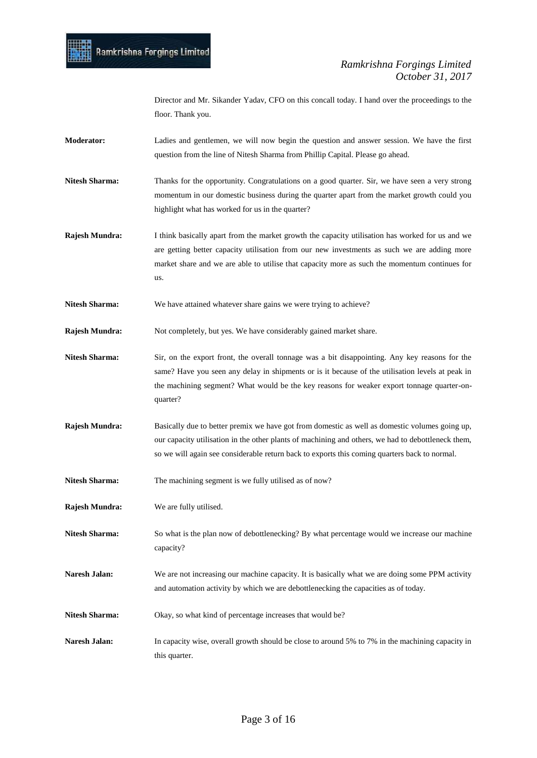Director and Mr. Sikander Yadav, CFO on this concall today. I hand over the proceedings to the floor. Thank you.

**Moderator:** Ladies and gentlemen, we will now begin the question and answer session. We have the first question from the line of Nitesh Sharma from Phillip Capital. Please go ahead.

**Nitesh Sharma:** Thanks for the opportunity. Congratulations on a good quarter. Sir, we have seen a very strong momentum in our domestic business during the quarter apart from the market growth could you highlight what has worked for us in the quarter?

**Rajesh Mundra:** I think basically apart from the market growth the capacity utilisation has worked for us and we are getting better capacity utilisation from our new investments as such we are adding more market share and we are able to utilise that capacity more as such the momentum continues for us.

**Nitesh Sharma:** We have attained whatever share gains we were trying to achieve?

**Rajesh Mundra:** Not completely, but yes. We have considerably gained market share.

**Nitesh Sharma:** Sir, on the export front, the overall tonnage was a bit disappointing. Any key reasons for the same? Have you seen any delay in shipments or is it because of the utilisation levels at peak in the machining segment? What would be the key reasons for weaker export tonnage quarter-on-quarter?

**Rajesh Mundra:** Basically due to better premix we have got from domestic as well as domestic volumes going up, our capacity utilisation in the other plants of machining and others, we had to debottleneck them, so we will again see considerable return back to exports this coming quarters back to normal.

**Nitesh Sharma:** The machining segment is we fully utilised as of now?

**Rajesh Mundra:** We are fully utilised.

**Nitesh Sharma:** So what is the plan now of debottlenecking? By what percentage would we increase our machine capacity?

**Naresh Jalan:** We are not increasing our machine capacity. It is basically what we are doing some PPM activity and automation activity by which we are debottlenecking the capacities as of today.

**Nitesh Sharma:** Okay, so what kind of percentage increases that would be?

**Naresh Jalan:** In capacity wise, overall growth should be close to around 5% to 7% in the machining capacity in this quarter.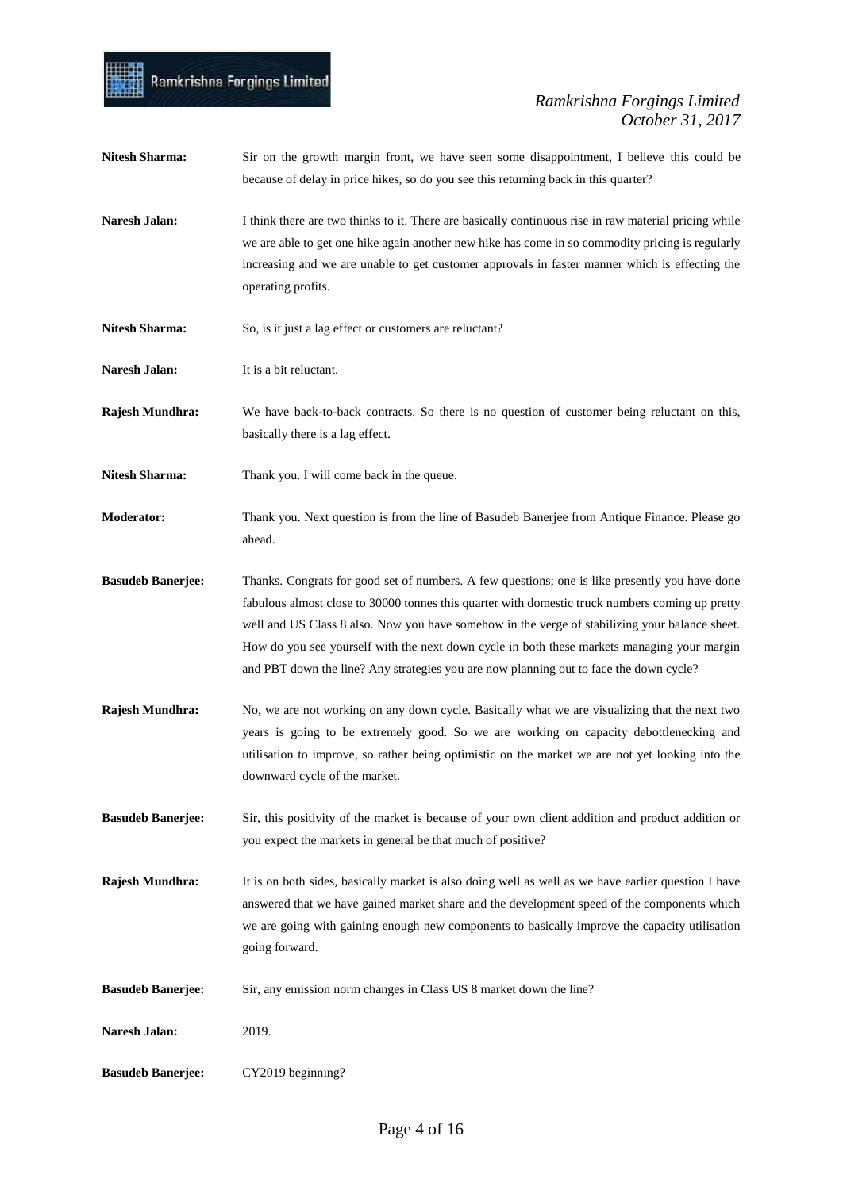**Nitesh Sharma:** Sir on the growth margin front, we have seen some disappointment, I believe this could be because of delay in price hikes, so do you see this returning back in this quarter?

**Naresh Jalan:** I think there are two thinks to it. There are basically continuous rise in raw material pricing while we are able to get one hike again another new hike has come in so commodity pricing is regularly increasing and we are unable to get customer approvals in faster manner which is effecting the operating profits.

**Nitesh Sharma:** So, is it just a lag effect or customers are reluctant?

**Naresh Jalan:** It is a bit reluctant.

**Rajesh Mundhra:** We have back-to-back contracts. So there is no question of customer being reluctant on this, basically there is a lag effect.

**Nitesh Sharma:** Thank you. I will come back in the queue.

**Moderator:** Thank you. Next question is from the line of Basudeb Banerjee from Antique Finance. Please go ahead.

**Basudeb Banerjee:** Thanks. Congrats for good set of numbers. A few questions; one is like presently you have done fabulous almost close to 30000 tonnes this quarter with domestic truck numbers coming up pretty well and US Class 8 also. Now you have somehow in the verge of stabilizing your balance sheet. How do you see yourself with the next down cycle in both these markets managing your margin and PBT down the line? Any strategies you are now planning out to face the down cycle?

**Rajesh Mundhra:** No, we are not working on any down cycle. Basically what we are visualizing that the next two years is going to be extremely good. So we are working on capacity debottlenecking and utilisation to improve, so rather being optimistic on the market we are not yet looking into the downward cycle of the market.

**Basudeb Banerjee:** Sir, this positivity of the market is because of your own client addition and product addition or you expect the markets in general be that much of positive?

**Rajesh Mundhra:** It is on both sides, basically market is also doing well as well as we have earlier question I have answered that we have gained market share and the development speed of the components which we are going with gaining enough new components to basically improve the capacity utilisation going forward.

**Basudeb Banerjee:** Sir, any emission norm changes in Class US 8 market down the line?

**Naresh Jalan:** 2019.

**Basudeb Banerjee:** CY2019 beginning?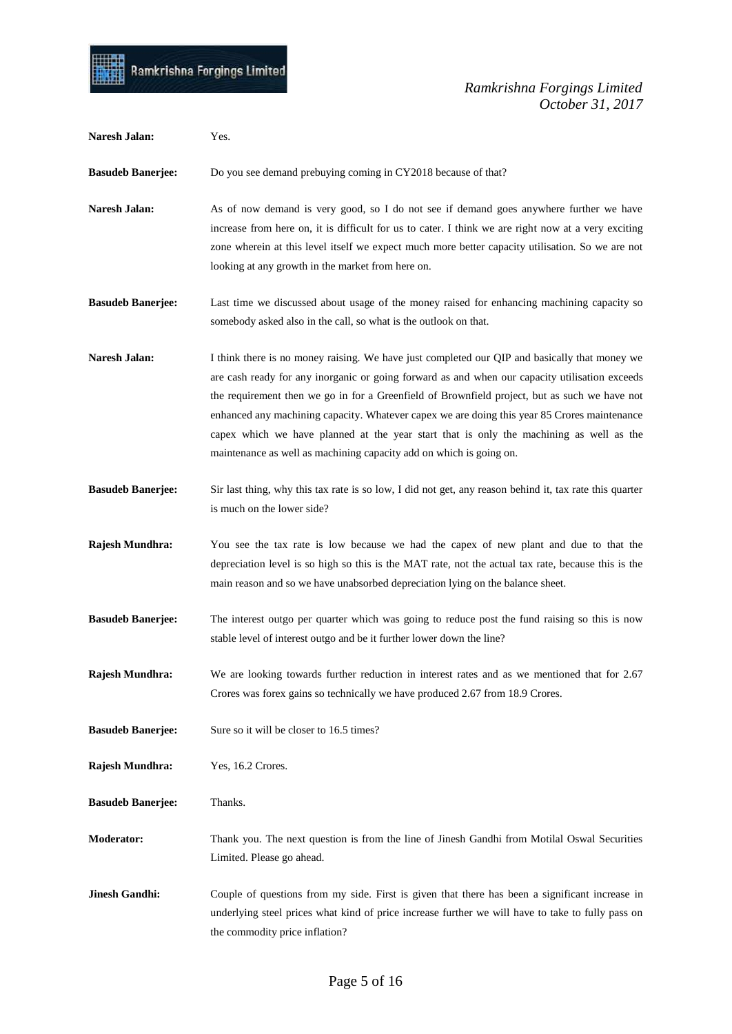**Naresh Jalan:** Yes.

**Basudeb Banerjee:** Do you see demand prebuying coming in CY2018 because of that?

**Naresh Jalan:** As of now demand is very good, so I do not see if demand goes anywhere further we have increase from here on, it is difficult for us to cater. I think we are right now at a very exciting zone wherein at this level itself we expect much more better capacity utilisation. So we are not looking at any growth in the market from here on.

**Basudeb Banerjee:** Last time we discussed about usage of the money raised for enhancing machining capacity so somebody asked also in the call, so what is the outlook on that.

**Naresh Jalan:** I think there is no money raising. We have just completed our QIP and basically that money we are cash ready for any inorganic or going forward as and when our capacity utilisation exceeds the requirement then we go in for a Greenfield of Brownfield project, but as such we have not enhanced any machining capacity. Whatever capex we are doing this year 85 Crores maintenance capex which we have planned at the year start that is only the machining as well as the maintenance as well as machining capacity add on which is going on.

**Basudeb Banerjee:** Sir last thing, why this tax rate is so low, I did not get, any reason behind it, tax rate this quarter is much on the lower side?

**Rajesh Mundhra:** You see the tax rate is low because we had the capex of new plant and due to that the depreciation level is so high so this is the MAT rate, not the actual tax rate, because this is the main reason and so we have unabsorbed depreciation lying on the balance sheet.

**Basudeb Banerjee:** The interest outgo per quarter which was going to reduce post the fund raising so this is now stable level of interest outgo and be it further lower down the line?

**Rajesh Mundhra:** We are looking towards further reduction in interest rates and as we mentioned that for 2.67 Crores was forex gains so technically we have produced 2.67 from 18.9 Crores.

**Basudeb Banerjee:** Sure so it will be closer to 16.5 times?

**Rajesh Mundhra:** Yes, 16.2 Crores.

**Basudeb Banerjee:** Thanks.

**Moderator:** Thank you. The next question is from the line of Jinesh Gandhi from Motilal Oswal Securities Limited. Please go ahead.

**Jinesh Gandhi:** Couple of questions from my side. First is given that there has been a significant increase in underlying steel prices what kind of price increase further we will have to take to fully pass on the commodity price inflation?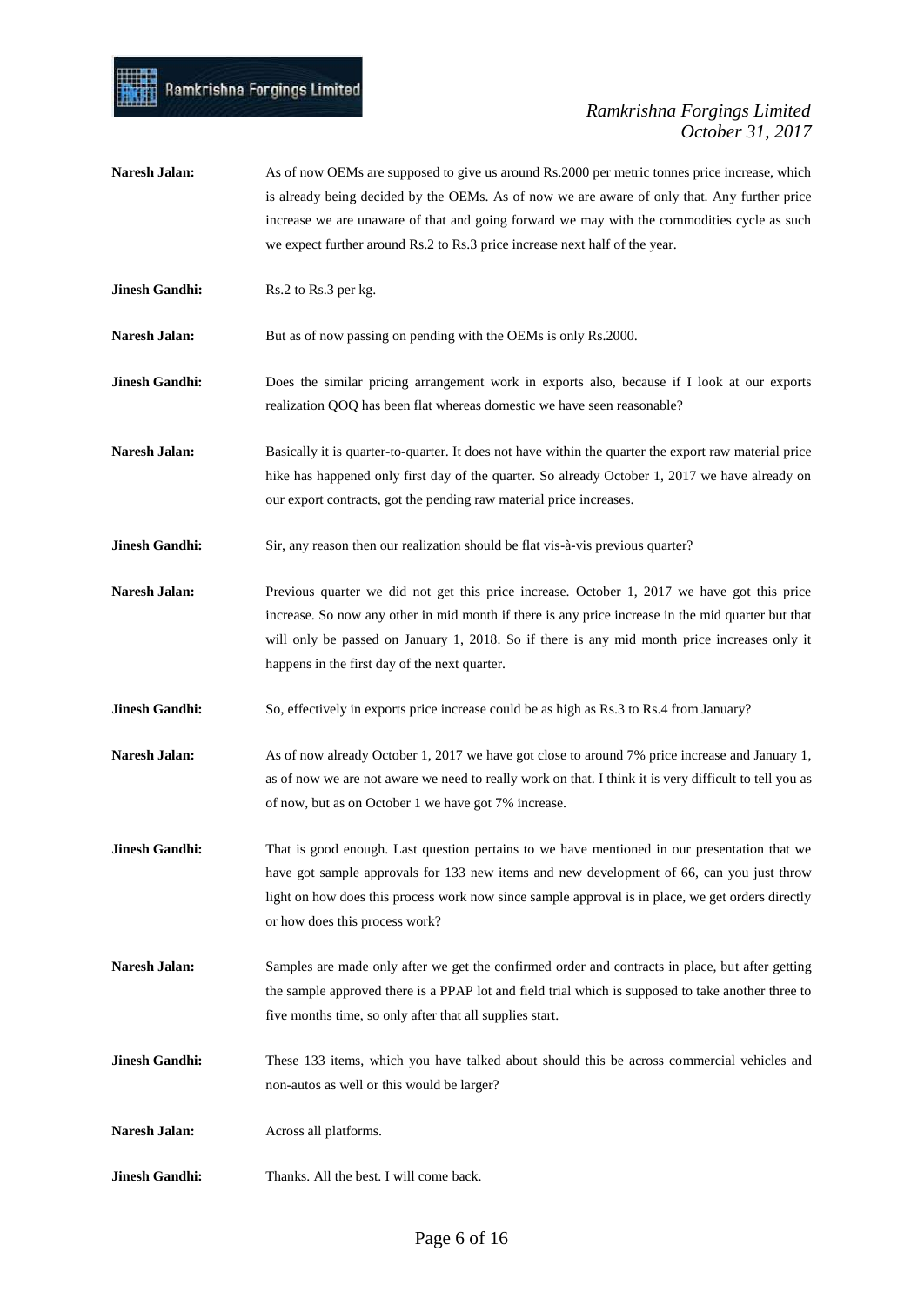**Naresh Jalan:** As of now OEMs are supposed to give us around Rs.2000 per metric tonnes price increase, which is already being decided by the OEMs. As of now we are aware of only that. Any further price increase we are unaware of that and going forward we may with the commodities cycle as such we expect further around Rs.2 to Rs.3 price increase next half of the year.

**Jinesh Gandhi:** Rs.2 to Rs.3 per kg.

**Naresh Jalan:** But as of now passing on pending with the OEMs is only Rs.2000.

**Jinesh Gandhi:** Does the similar pricing arrangement work in exports also, because if I look at our exports realization QOQ has been flat whereas domestic we have seen reasonable?

**Naresh Jalan:** Basically it is quarter-to-quarter. It does not have within the quarter the export raw material price hike has happened only first day of the quarter. So already October 1, 2017 we have already on our export contracts, got the pending raw material price increases.

**Jinesh Gandhi:** Sir, any reason then our realization should be flat vis-à-vis previous quarter?

**Naresh Jalan:** Previous quarter we did not get this price increase. October 1, 2017 we have got this price increase. So now any other in mid month if there is any price increase in the mid quarter but that will only be passed on January 1, 2018. So if there is any mid month price increases only it happens in the first day of the next quarter.

**Jinesh Gandhi:** So, effectively in exports price increase could be as high as Rs.3 to Rs.4 from January?

**Naresh Jalan:** As of now already October 1, 2017 we have got close to around 7% price increase and January 1, as of now we are not aware we need to really work on that. I think it is very difficult to tell you as of now, but as on October 1 we have got 7% increase.

**Jinesh Gandhi:** That is good enough. Last question pertains to we have mentioned in our presentation that we have got sample approvals for 133 new items and new development of 66, can you just throw light on how does this process work now since sample approval is in place, we get orders directly or how does this process work?

**Naresh Jalan:** Samples are made only after we get the confirmed order and contracts in place, but after getting the sample approved there is a PPAP lot and field trial which is supposed to take another three to five months time, so only after that all supplies start.

**Jinesh Gandhi:** These 133 items, which you have talked about should this be across commercial vehicles and non-autos as well or this would be larger?

**Naresh Jalan:** Across all platforms.

**Jinesh Gandhi:** Thanks. All the best. I will come back.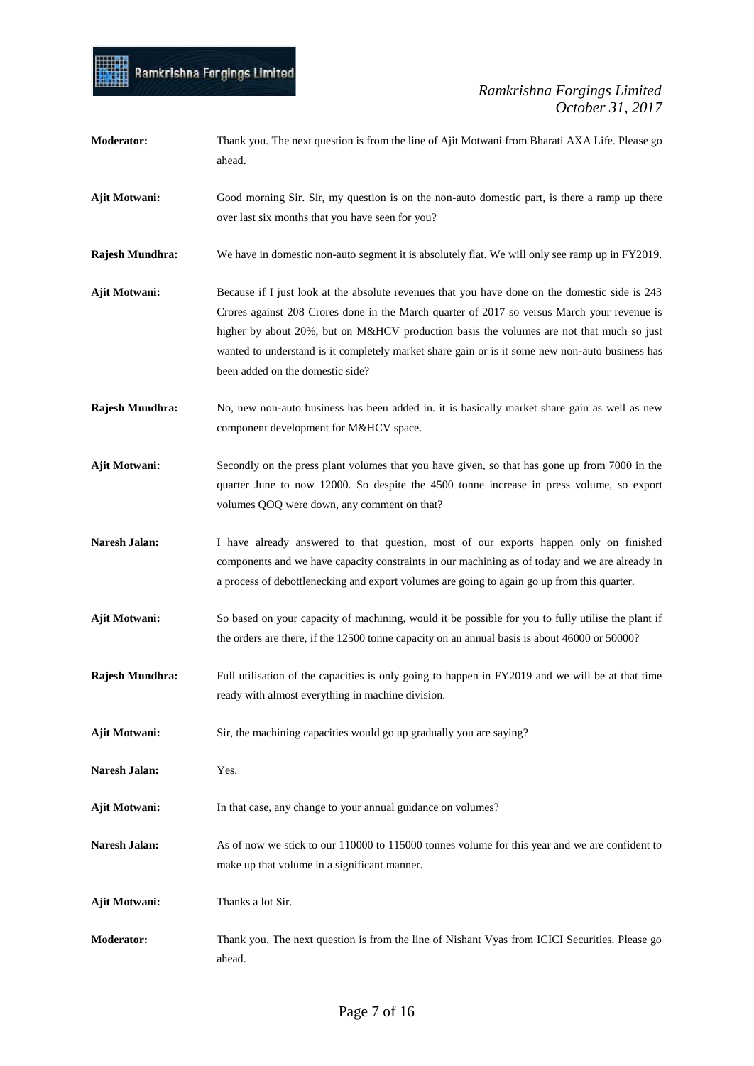**Moderator:** Thank you. The next question is from the line of Ajit Motwani from Bharati AXA Life. Please go ahead.

**Ajit Motwani:** Good morning Sir. Sir, my question is on the non-auto domestic part, is there a ramp up there over last six months that you have seen for you?

**Rajesh Mundhra:** We have in domestic non-auto segment it is absolutely flat. We will only see ramp up in FY2019.

**Ajit Motwani:** Because if I just look at the absolute revenues that you have done on the domestic side is 243 Crores against 208 Crores done in the March quarter of 2017 so versus March your revenue is higher by about 20%, but on M&HCV production basis the volumes are not that much so just wanted to understand is it completely market share gain or is it some new non-auto business has been added on the domestic side?

**Rajesh Mundhra:** No, new non-auto business has been added in. it is basically market share gain as well as new component development for M&HCV space.

**Ajit Motwani:** Secondly on the press plant volumes that you have given, so that has gone up from 7000 in the quarter June to now 12000. So despite the 4500 tonne increase in press volume, so export volumes QOQ were down, any comment on that?

**Naresh Jalan:** I have already answered to that question, most of our exports happen only on finished components and we have capacity constraints in our machining as of today and we are already in a process of debottlenecking and export volumes are going to again go up from this quarter.

**Ajit Motwani:** So based on your capacity of machining, would it be possible for you to fully utilise the plant if the orders are there, if the 12500 tonne capacity on an annual basis is about 46000 or 50000?

**Rajesh Mundhra:** Full utilisation of the capacities is only going to happen in FY2019 and we will be at that time ready with almost everything in machine division.

**Ajit Motwani:** Sir, the machining capacities would go up gradually you are saying?

**Naresh Jalan:** Yes.

**Ajit Motwani:** In that case, any change to your annual guidance on volumes?

**Naresh Jalan:** As of now we stick to our 110000 to 115000 tonnes volume for this year and we are confident to make up that volume in a significant manner.

**Ajit Motwani:** Thanks a lot Sir.

**Moderator:** Thank you. The next question is from the line of Nishant Vyas from ICICI Securities. Please go ahead.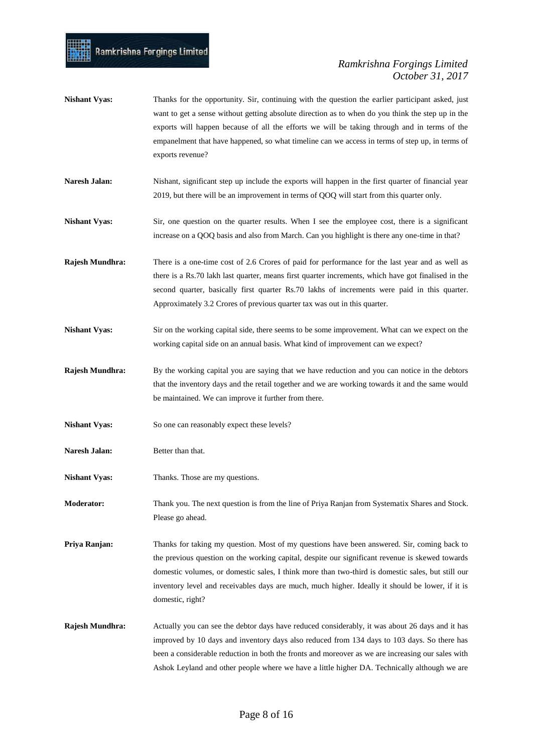**Nishant Vyas:** Thanks for the opportunity. Sir, continuing with the question the earlier participant asked, just want to get a sense without getting absolute direction as to when do you think the step up in the exports will happen because of all the efforts we will be taking through and in terms of the empanelment that have happened, so what timeline can we access in terms of step up, in terms of exports revenue?

**Naresh Jalan:** Nishant, significant step up include the exports will happen in the first quarter of financial year 2019, but there will be an improvement in terms of QOQ will start from this quarter only.

**Nishant Vyas:** Sir, one question on the quarter results. When I see the employee cost, there is a significant increase on a QOQ basis and also from March. Can you highlight is there any one-time in that?

**Rajesh Mundhra:** There is a one-time cost of 2.6 Crores of paid for performance for the last year and as well as there is a Rs.70 lakh last quarter, means first quarter increments, which have got finalised in the second quarter, basically first quarter Rs.70 lakhs of increments were paid in this quarter. Approximately 3.2 Crores of previous quarter tax was out in this quarter.

**Nishant Vyas:** Sir on the working capital side, there seems to be some improvement. What can we expect on the working capital side on an annual basis. What kind of improvement can we expect?

**Rajesh Mundhra:** By the working capital you are saying that we have reduction and you can notice in the debtors that the inventory days and the retail together and we are working towards it and the same would be maintained. We can improve it further from there.

**Nishant Vyas:** So one can reasonably expect these levels?

**Naresh Jalan:** Better than that.

**Nishant Vyas:** Thanks. Those are my questions.

**Moderator:** Thank you. The next question is from the line of Priya Ranjan from Systematix Shares and Stock. Please go ahead.

**Priya Ranjan:** Thanks for taking my question. Most of my questions have been answered. Sir, coming back to the previous question on the working capital, despite our significant revenue is skewed towards domestic volumes, or domestic sales, I think more than two-third is domestic sales, but still our inventory level and receivables days are much, much higher. Ideally it should be lower, if it is domestic, right?

**Rajesh Mundhra:** Actually you can see the debtor days have reduced considerably, it was about 26 days and it has improved by 10 days and inventory days also reduced from 134 days to 103 days. So there has been a considerable reduction in both the fronts and moreover as we are increasing our sales with Ashok Leyland and other people where we have a little higher DA. Technically although we are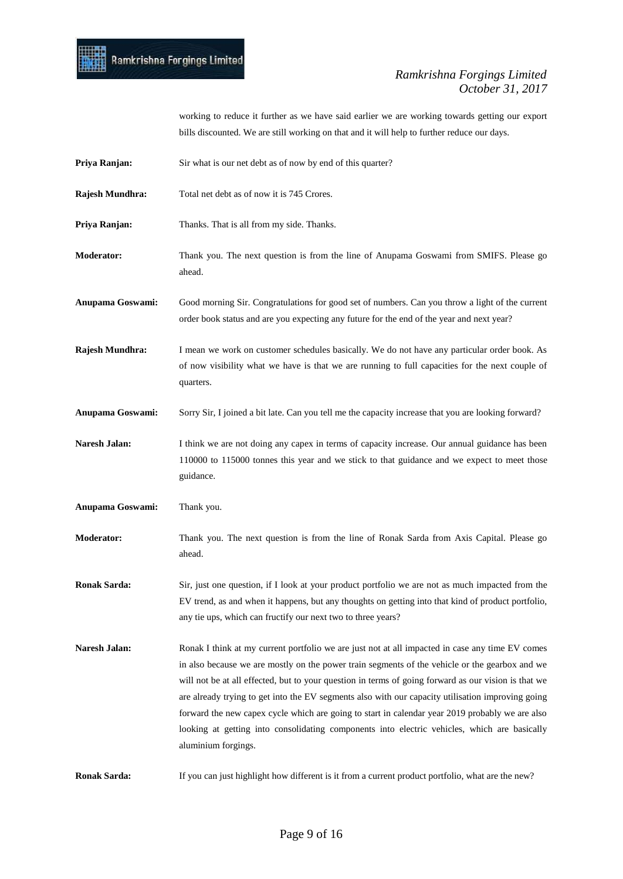working to reduce it further as we have said earlier we are working towards getting our export bills discounted. We are still working on that and it will help to further reduce our days.

**Priya Ranjan:** Sir what is our net debt as of now by end of this quarter?

**Rajesh Mundhra:** Total net debt as of now it is 745 Crores.

**Priya Ranjan:** Thanks. That is all from my side. Thanks.

**Moderator:** Thank you. The next question is from the line of Anupama Goswami from SMIFS. Please go ahead.

**Anupama Goswami:** Good morning Sir. Congratulations for good set of numbers. Can you throw a light of the current order book status and are you expecting any future for the end of the year and next year?

**Rajesh Mundhra:** I mean we work on customer schedules basically. We do not have any particular order book. As of now visibility what we have is that we are running to full capacities for the next couple of quarters.

**Anupama Goswami:** Sorry Sir, I joined a bit late. Can you tell me the capacity increase that you are looking forward?

**Naresh Jalan:** I think we are not doing any capex in terms of capacity increase. Our annual guidance has been 110000 to 115000 tonnes this year and we stick to that guidance and we expect to meet those guidance.

**Anupama Goswami:** Thank you.

**Moderator:** Thank you. The next question is from the line of Ronak Sarda from Axis Capital. Please go ahead.

**Ronak Sarda:** Sir, just one question, if I look at your product portfolio we are not as much impacted from the EV trend, as and when it happens, but any thoughts on getting into that kind of product portfolio, any tie ups, which can fructify our next two to three years?

**Naresh Jalan:** Ronak I think at my current portfolio we are just not at all impacted in case any time EV comes in also because we are mostly on the power train segments of the vehicle or the gearbox and we will not be at all effected, but to your question in terms of going forward as our vision is that we are already trying to get into the EV segments also with our capacity utilisation improving going forward the new capex cycle which are going to start in calendar year 2019 probably we are also looking at getting into consolidating components into electric vehicles, which are basically aluminium forgings.

**Ronak Sarda:** If you can just highlight how different is it from a current product portfolio, what are the new?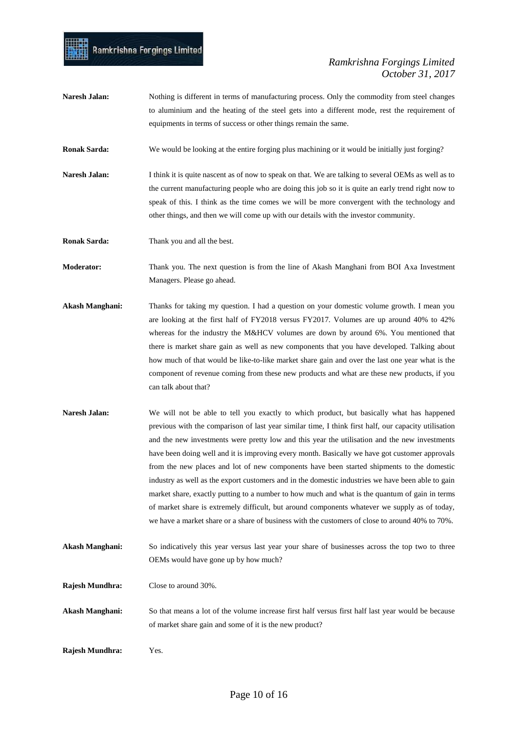**Naresh Jalan:** Nothing is different in terms of manufacturing process. Only the commodity from steel changes to aluminium and the heating of the steel gets into a different mode, rest the requirement of equipments in terms of success or other things remain the same.

**Ronak Sarda:** We would be looking at the entire forging plus machining or it would be initially just forging?

**Naresh Jalan:** I think it is quite nascent as of now to speak on that. We are talking to several OEMs as well as to the current manufacturing people who are doing this job so it is quite an early trend right now to speak of this. I think as the time comes we will be more convergent with the technology and other things, and then we will come up with our details with the investor community.

**Ronak Sarda:** Thank you and all the best.

**Moderator:** Thank you. The next question is from the line of Akash Manghani from BOI Axa Investment Managers. Please go ahead.

**Akash Manghani:** Thanks for taking my question. I had a question on your domestic volume growth. I mean you are looking at the first half of FY2018 versus FY2017. Volumes are up around 40% to 42% whereas for the industry the M&HCV volumes are down by around 6%. You mentioned that there is market share gain as well as new components that you have developed. Talking about how much of that would be like-to-like market share gain and over the last one year what is the component of revenue coming from these new products and what are these new products, if you can talk about that?

**Naresh Jalan:** We will not be able to tell you exactly to which product, but basically what has happened previous with the comparison of last year similar time, I think first half, our capacity utilisation and the new investments were pretty low and this year the utilisation and the new investments have been doing well and it is improving every month. Basically we have got customer approvals from the new places and lot of new components have been started shipments to the domestic industry as well as the export customers and in the domestic industries we have been able to gain market share, exactly putting to a number to how much and what is the quantum of gain in terms of market share is extremely difficult, but around components whatever we supply as of today, we have a market share or a share of business with the customers of close to around 40% to 70%.

**Akash Manghani:** So indicatively this year versus last year your share of businesses across the top two to three OEMs would have gone up by how much?

**Rajesh Mundhra:** Close to around 30%.

**Akash Manghani:** So that means a lot of the volume increase first half versus first half last year would be because of market share gain and some of it is the new product?

**Rajesh Mundhra:** Yes.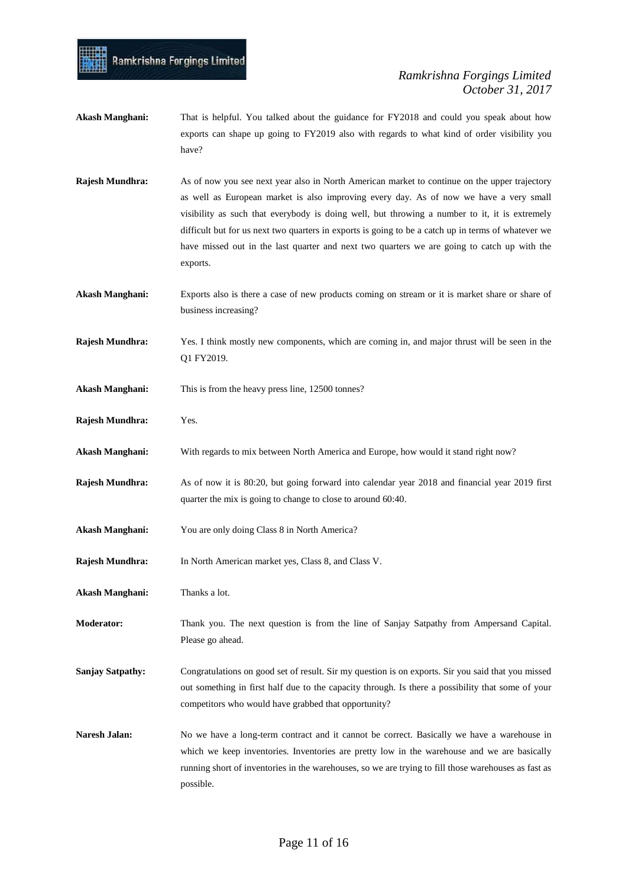**Akash Manghani:** That is helpful. You talked about the guidance for FY2018 and could you speak about how exports can shape up going to FY2019 also with regards to what kind of order visibility you have?

**Rajesh Mundhra:** As of now you see next year also in North American market to continue on the upper trajectory as well as European market is also improving every day. As of now we have a very small visibility as such that everybody is doing well, but throwing a number to it, it is extremely difficult but for us next two quarters in exports is going to be a catch up in terms of whatever we have missed out in the last quarter and next two quarters we are going to catch up with the exports.

**Akash Manghani:** Exports also is there a case of new products coming on stream or it is market share or share of business increasing?

**Rajesh Mundhra:** Yes. I think mostly new components, which are coming in, and major thrust will be seen in the Q1 FY2019.

**Akash Manghani:** This is from the heavy press line, 12500 tonnes?

**Rajesh Mundhra:** Yes.

**Akash Manghani:** With regards to mix between North America and Europe, how would it stand right now?

**Rajesh Mundhra:** As of now it is 80:20, but going forward into calendar year 2018 and financial year 2019 first quarter the mix is going to change to close to around 60:40.

**Akash Manghani:** You are only doing Class 8 in North America?

**Rajesh Mundhra:** In North American market yes, Class 8, and Class V.

**Akash Manghani:** Thanks a lot.

**Moderator:** Thank you. The next question is from the line of Sanjay Satpathy from Ampersand Capital. Please go ahead.

**Sanjay Satpathy:** Congratulations on good set of result. Sir my question is on exports. Sir you said that you missed out something in first half due to the capacity through. Is there a possibility that some of your competitors who would have grabbed that opportunity?

**Naresh Jalan:** No we have a long-term contract and it cannot be correct. Basically we have a warehouse in which we keep inventories. Inventories are pretty low in the warehouse and we are basically running short of inventories in the warehouses, so we are trying to fill those warehouses as fast as possible.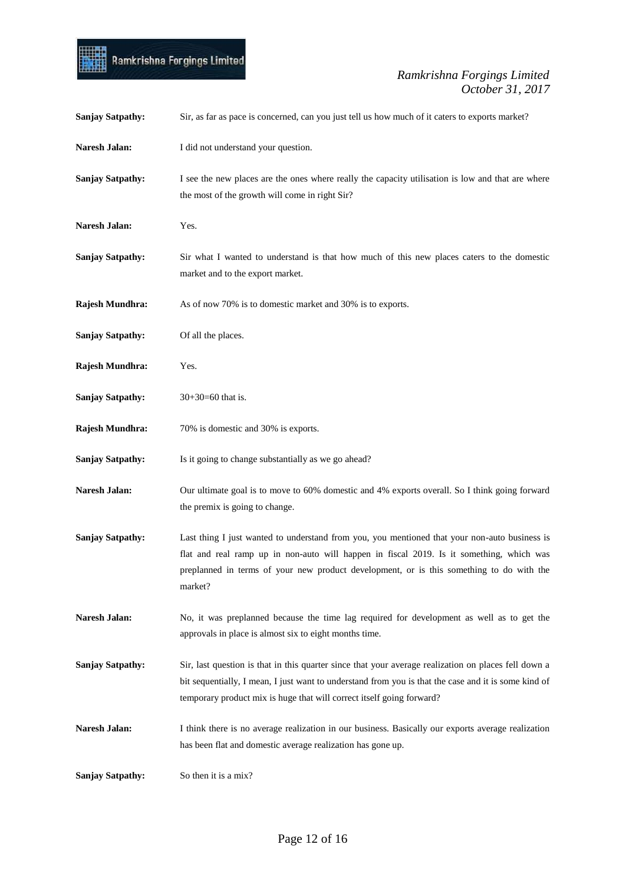**Sanjay Satpathy:** Sir, as far as pace is concerned, can you just tell us how much of it caters to exports market?

**Naresh Jalan:** I did not understand your question.

**Sanjay Satpathy:** I see the new places are the ones where really the capacity utilisation is low and that are where the most of the growth will come in right Sir?

**Naresh Jalan:** Yes.

**Sanjay Satpathy:** Sir what I wanted to understand is that how much of this new places caters to the domestic market and to the export market.

**Rajesh Mundhra:** As of now 70% is to domestic market and 30% is to exports.

**Sanjay Satpathy:** Of all the places.

**Rajesh Mundhra:** Yes.

**Sanjay Satpathy:** 30+30=60 that is.

**Rajesh Mundhra:** 70% is domestic and 30% is exports.

**Sanjay Satpathy:** Is it going to change substantially as we go ahead?

**Naresh Jalan:** Our ultimate goal is to move to 60% domestic and 4% exports overall. So I think going forward the premix is going to change.

**Sanjay Satpathy:** Last thing I just wanted to understand from you, you mentioned that your non-auto business is flat and real ramp up in non-auto will happen in fiscal 2019. Is it something, which was preplanned in terms of your new product development, or is this something to do with the market?

**Naresh Jalan:** No, it was preplanned because the time lag required for development as well as to get the approvals in place is almost six to eight months time.

**Sanjay Satpathy:** Sir, last question is that in this quarter since that your average realization on places fell down a bit sequentially, I mean, I just want to understand from you is that the case and it is some kind of temporary product mix is huge that will correct itself going forward?

**Naresh Jalan:** I think there is no average realization in our business. Basically our exports average realization has been flat and domestic average realization has gone up.

**Sanjay Satpathy:** So then it is a mix?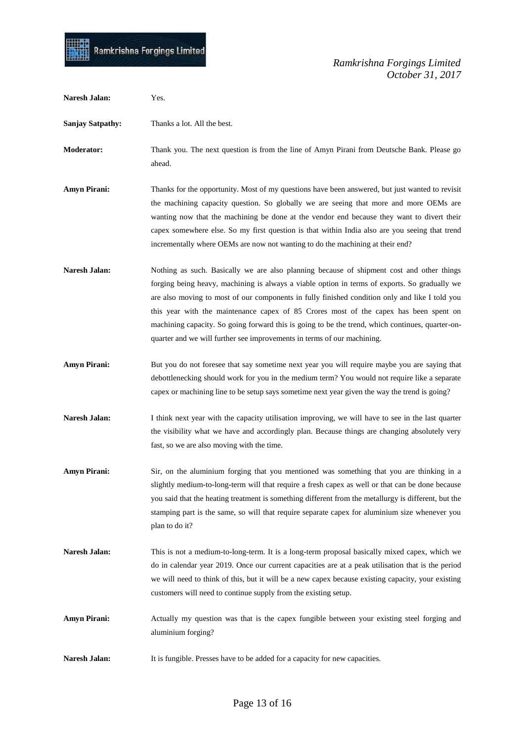**Naresh Jalan:** Yes.

**Sanjay Satpathy:** Thanks a lot. All the best.

**Moderator:** Thank you. The next question is from the line of Amyn Pirani from Deutsche Bank. Please go ahead.

**Amyn Pirani:** Thanks for the opportunity. Most of my questions have been answered, but just wanted to revisit the machining capacity question. So globally we are seeing that more and more OEMs are wanting now that the machining be done at the vendor end because they want to divert their capex somewhere else. So my first question is that within India also are you seeing that trend incrementally where OEMs are now not wanting to do the machining at their end?

**Naresh Jalan:** Nothing as such. Basically we are also planning because of shipment cost and other things forging being heavy, machining is always a viable option in terms of exports. So gradually we are also moving to most of our components in fully finished condition only and like I told you this year with the maintenance capex of 85 Crores most of the capex has been spent on machining capacity. So going forward this is going to be the trend, which continues, quarter-on-quarter and we will further see improvements in terms of our machining.

**Amyn Pirani:** But you do not foresee that say sometime next year you will require maybe you are saying that debottlenecking should work for you in the medium term? You would not require like a separate capex or machining line to be setup says sometime next year given the way the trend is going?

**Naresh Jalan:** I think next year with the capacity utilisation improving, we will have to see in the last quarter the visibility what we have and accordingly plan. Because things are changing absolutely very fast, so we are also moving with the time.

**Amyn Pirani:** Sir, on the aluminium forging that you mentioned was something that you are thinking in a slightly medium-to-long-term will that require a fresh capex as well or that can be done because you said that the heating treatment is something different from the metallurgy is different, but the stamping part is the same, so will that require separate capex for aluminium size whenever you plan to do it?

**Naresh Jalan:** This is not a medium-to-long-term. It is a long-term proposal basically mixed capex, which we do in calendar year 2019. Once our current capacities are at a peak utilisation that is the period we will need to think of this, but it will be a new capex because existing capacity, your existing customers will need to continue supply from the existing setup.

**Amyn Pirani:** Actually my question was that is the capex fungible between your existing steel forging and aluminium forging?

**Naresh Jalan:** It is fungible. Presses have to be added for a capacity for new capacities.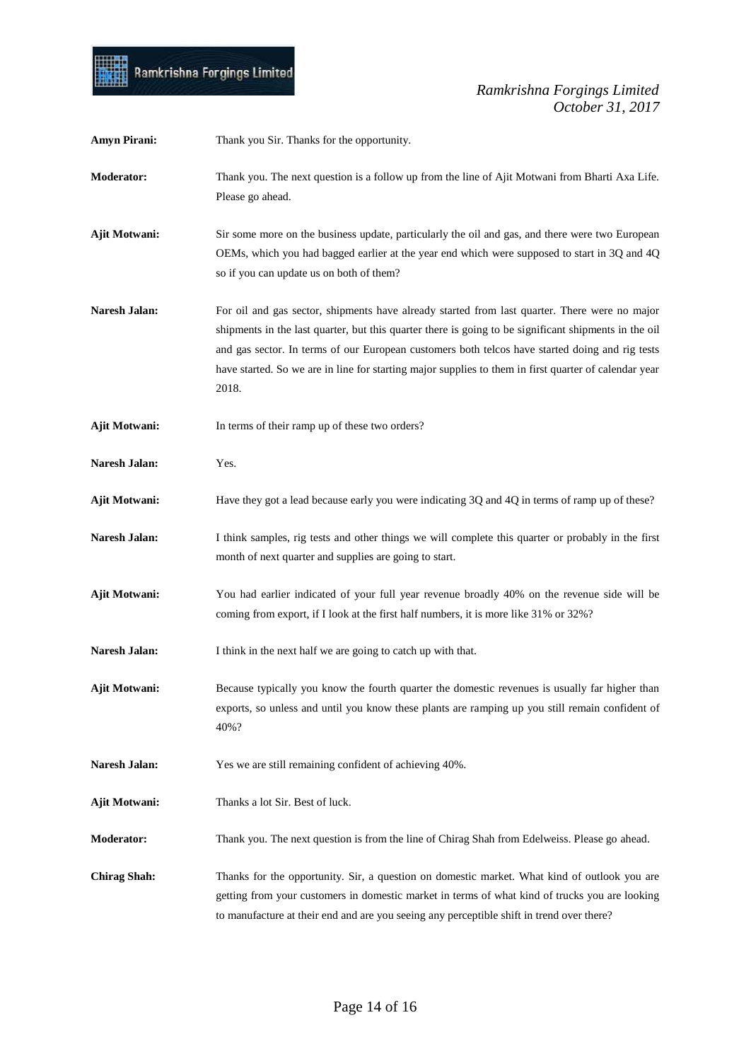**Amyn Pirani:** Thank you Sir. Thanks for the opportunity.

**Moderator:** Thank you. The next question is a follow up from the line of Ajit Motwani from Bharti Axa Life. Please go ahead.

**Ajit Motwani:** Sir some more on the business update, particularly the oil and gas, and there were two European OEMs, which you had bagged earlier at the year end which were supposed to start in 3Q and 4Q so if you can update us on both of them?

**Naresh Jalan:** For oil and gas sector, shipments have already started from last quarter. There were no major shipments in the last quarter, but this quarter there is going to be significant shipments in the oil and gas sector. In terms of our European customers both telcos have started doing and rig tests have started. So we are in line for starting major supplies to them in first quarter of calendar year 2018.

**Ajit Motwani:** In terms of their ramp up of these two orders?

**Naresh Jalan:** Yes.

**Ajit Motwani:** Have they got a lead because early you were indicating 3Q and 4Q in terms of ramp up of these?

**Naresh Jalan:** I think samples, rig tests and other things we will complete this quarter or probably in the first month of next quarter and supplies are going to start.

**Ajit Motwani:** You had earlier indicated of your full year revenue broadly 40% on the revenue side will be coming from export, if I look at the first half numbers, it is more like 31% or 32%?

**Naresh Jalan:** I think in the next half we are going to catch up with that.

**Ajit Motwani:** Because typically you know the fourth quarter the domestic revenues is usually far higher than exports, so unless and until you know these plants are ramping up you still remain confident of 40%?

**Naresh Jalan:** Yes we are still remaining confident of achieving 40%.

**Ajit Motwani:** Thanks a lot Sir. Best of luck.

**Moderator:** Thank you. The next question is from the line of Chirag Shah from Edelweiss. Please go ahead.

**Chirag Shah:** Thanks for the opportunity. Sir, a question on domestic market. What kind of outlook you are getting from your customers in domestic market in terms of what kind of trucks you are looking to manufacture at their end and are you seeing any perceptible shift in trend over there?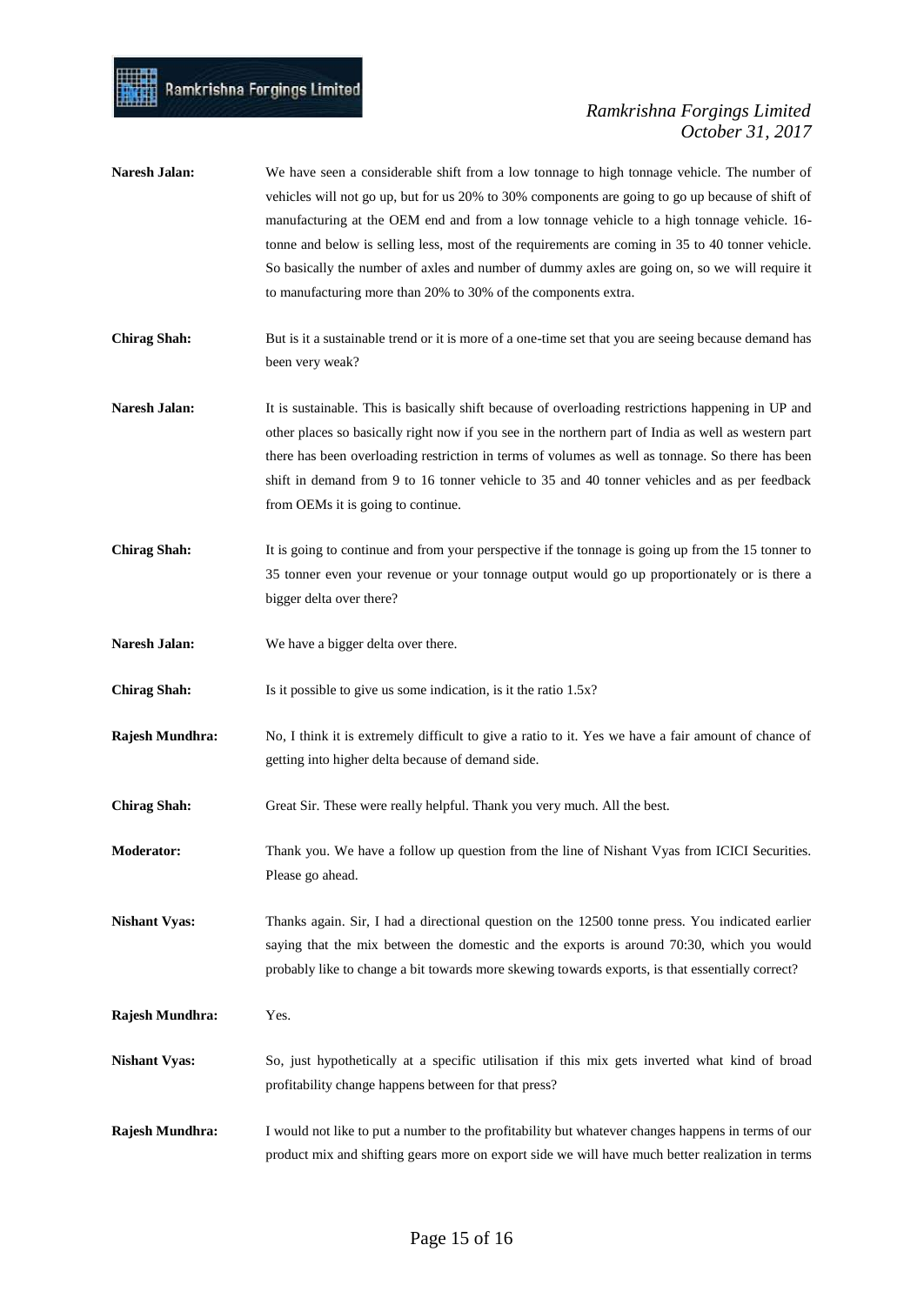**Naresh Jalan:** We have seen a considerable shift from a low tonnage to high tonnage vehicle. The number of vehicles will not go up, but for us 20% to 30% components are going to go up because of shift of manufacturing at the OEM end and from a low tonnage vehicle to a high tonnage vehicle. 16-tonne and below is selling less, most of the requirements are coming in 35 to 40 tonner vehicle. So basically the number of axles and number of dummy axles are going on, so we will require it to manufacturing more than 20% to 30% of the components extra.

**Chirag Shah:** But is it a sustainable trend or it is more of a one-time set that you are seeing because demand has been very weak?

**Naresh Jalan:** It is sustainable. This is basically shift because of overloading restrictions happening in UP and other places so basically right now if you see in the northern part of India as well as western part there has been overloading restriction in terms of volumes as well as tonnage. So there has been shift in demand from 9 to 16 tonner vehicle to 35 and 40 tonner vehicles and as per feedback from OEMs it is going to continue.

**Chirag Shah:** It is going to continue and from your perspective if the tonnage is going up from the 15 tonner to 35 tonner even your revenue or your tonnage output would go up proportionately or is there a bigger delta over there?

**Naresh Jalan:** We have a bigger delta over there.

**Chirag Shah:** Is it possible to give us some indication, is it the ratio 1.5x?

**Rajesh Mundhra:** No, I think it is extremely difficult to give a ratio to it. Yes we have a fair amount of chance of getting into higher delta because of demand side.

**Chirag Shah:** Great Sir. These were really helpful. Thank you very much. All the best.

**Moderator:** Thank you. We have a follow up question from the line of Nishant Vyas from ICICI Securities. Please go ahead.

**Nishant Vyas:** Thanks again. Sir, I had a directional question on the 12500 tonne press. You indicated earlier saying that the mix between the domestic and the exports is around 70:30, which you would probably like to change a bit towards more skewing towards exports, is that essentially correct?

**Rajesh Mundhra:** Yes.

**Nishant Vyas:** So, just hypothetically at a specific utilisation if this mix gets inverted what kind of broad profitability change happens between for that press?

**Rajesh Mundhra:** I would not like to put a number to the profitability but whatever changes happens in terms of our product mix and shifting gears more on export side we will have much better realization in terms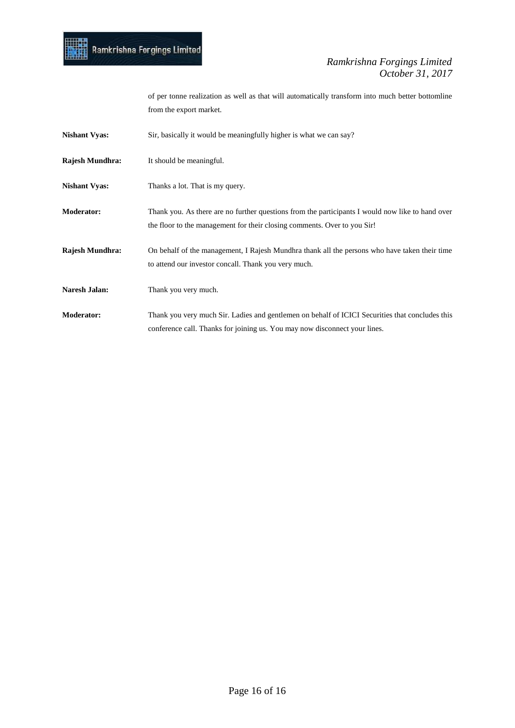of per tonne realization as well as that will automatically transform into much better bottomline from the export market.

**Nishant Vyas:** Sir, basically it would be meaningfully higher is what we can say?

**Rajesh Mundhra:** It should be meaningful.

**Nishant Vyas:** Thanks a lot. That is my query.

**Moderator:** Thank you. As there are no further questions from the participants I would now like to hand over the floor to the management for their closing comments. Over to you Sir!

**Rajesh Mundhra:** On behalf of the management, I Rajesh Mundhra thank all the persons who have taken their time to attend our investor concall. Thank you very much.

**Naresh Jalan:** Thank you very much.

**Moderator:** Thank you very much Sir. Ladies and gentlemen on behalf of ICICI Securities that concludes this conference call. Thanks for joining us. You may now disconnect your lines.